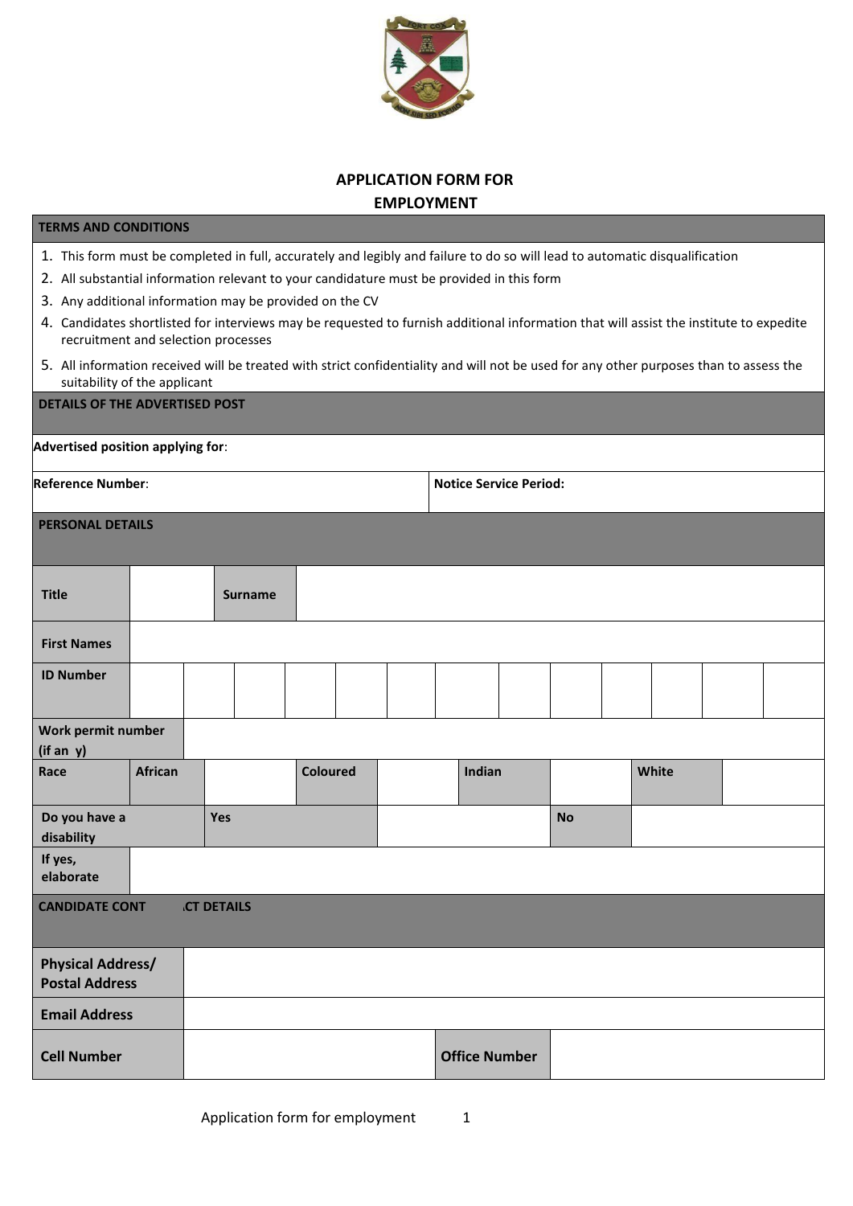# APPLICATION FORM FOR EMPLOYMENT

## TERMS AND CONDITIONS

1. This form must be completed in full, accurately and legibly and failure to do so will lead to automatic disqualification
2. All substantial information relevant to your candidature must be provided in this form
3. Any additional information may be provided on the CV
4. Candidates shortlisted for interviews may be requested to furnish additional information that will assist the institute to expedite recruitment and selection processes
5. All information received will be treated with strict confidentiality and will not be used for any other purposes than to assess the suitability of the applicant

## DETAILS OF THE ADVERTISED POST

| **Advertised position applying for**: | |
|---|---|
| **Reference Number**: | **Notice Service Period:** |

## PERSONAL DETAILS

| **Title** | | **Surname** | | | | | | | | | | | |
|---|---|---|---|---|---|---|---|---|---|---|---|---|---|
| **First Names** | | | | | | | | | | | | | |
| **ID Number** | | | | | | | | | | | | | |
| **Work permit number (if an y)** | | | | | | | | | | | | | |

| **Race** | **African** | | **Coloured** | | **Indian** | | **White** | |
|---|---|---|---|---|---|---|---|---|
| **Do you have a disability** | | **Yes** | | | | **No** | | |
| **If yes, elaborate** | | | | | | | | |

## CANDIDATE CONT ACT DETAILS

| **Physical Address/ Postal Address** | | | |
|---|---|---|---|
| **Email Address** | | | |
| **Cell Number** | | **Office Number** | |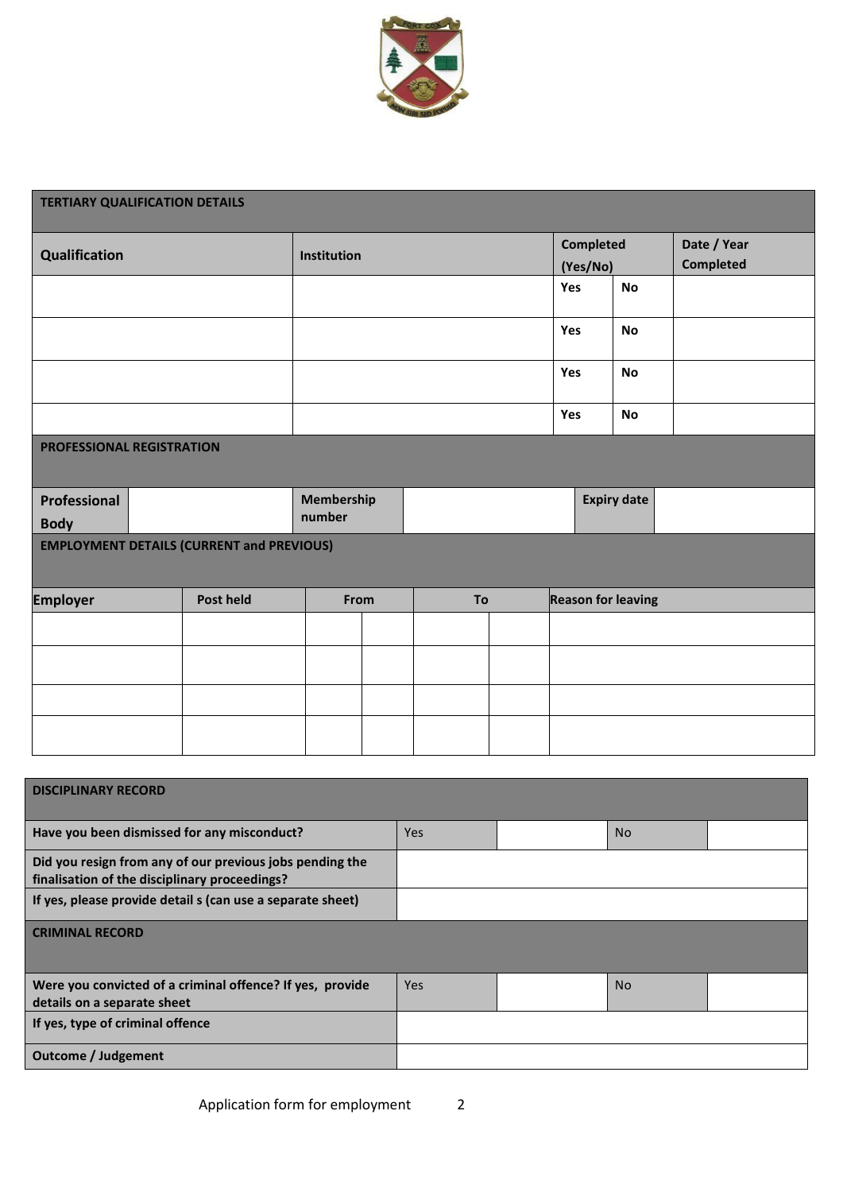| TERTIARY QUALIFICATION DETAILS | | | | |
|---|---|---|---|---|
| **Qualification** | **Institution** | **Completed (Yes/No)** | | **Date / Year Completed** |
| | | **Yes** | **No** | |
| | | **Yes** | **No** | |
| | | **Yes** | **No** | |
| | | **Yes** | **No** | |

| PROFESSIONAL REGISTRATION | | | | | |
|---|---|---|---|---|---|
| **Professional Body** | | **Membership number** | | **Expiry date** | |

| EMPLOYMENT DETAILS (CURRENT and PREVIOUS) | | | | | | |
|---|---|---|---|---|---|---|
| **Employer** | **Post held** | **From** | | **To** | | **Reason for leaving** |
| | | | | | | |
| | | | | | | |
| | | | | | | |
| | | | | | | |

| DISCIPLINARY RECORD | | | | |
|---|---|---|---|---|
| **Have you been dismissed for any misconduct?** | Yes | | No | |
| **Did you resign from any of our previous jobs pending the finalisation of the disciplinary proceedings?** | | | | |
| **If yes, please provide detail s (can use a separate sheet)** | | | | |

| CRIMINAL RECORD | | | | |
|---|---|---|---|---|
| **Were you convicted of a criminal offence? If yes, provide details on a separate sheet** | Yes | | No | |
| **If yes, type of criminal offence** | | | | |
| **Outcome / Judgement** | | | | |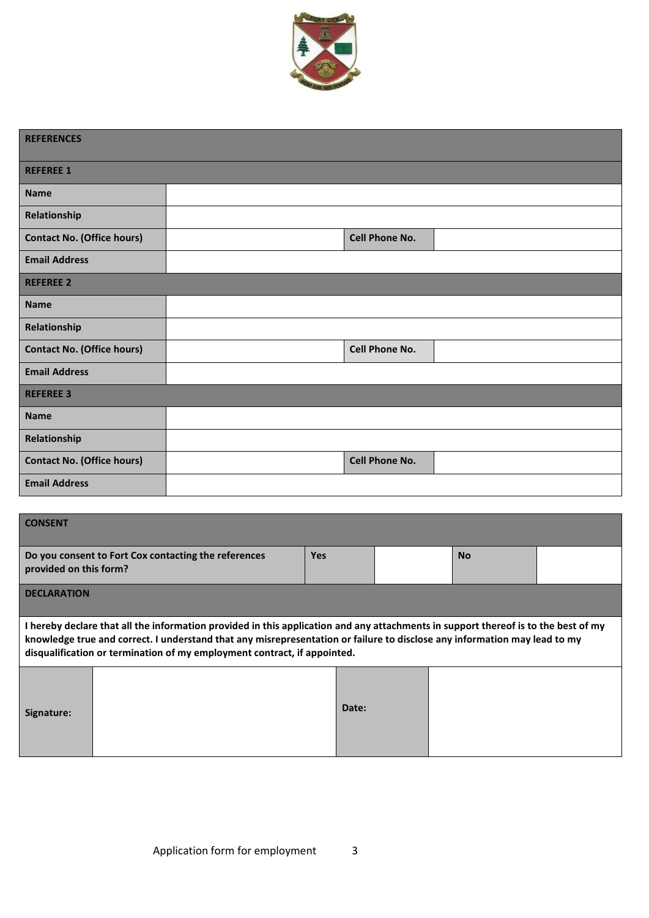| REFERENCES | | | |
|---|---|---|---|
| **REFEREE 1** | | | |
| **Name** | | | |
| **Relationship** | | | |
| **Contact No. (Office hours)** | | **Cell Phone No.** | |
| **Email Address** | | | |
| **REFEREE 2** | | | |
| **Name** | | | |
| **Relationship** | | | |
| **Contact No. (Office hours)** | | **Cell Phone No.** | |
| **Email Address** | | | |
| **REFEREE 3** | | | |
| **Name** | | | |
| **Relationship** | | | |
| **Contact No. (Office hours)** | | **Cell Phone No.** | |
| **Email Address** | | | |

| CONSENT | | | | |
|---|---|---|---|---|
| **Do you consent to Fort Cox contacting the references provided on this form?** | **Yes** | | **No** | |

**DECLARATION**

**I hereby declare that all the information provided in this application and any attachments in support thereof is to the best of my knowledge true and correct. I understand that any misrepresentation or failure to disclose any information may lead to my disqualification or termination of my employment contract, if appointed.**

| | | | |
|---|---|---|---|
| **Signature:** | | **Date:** | |